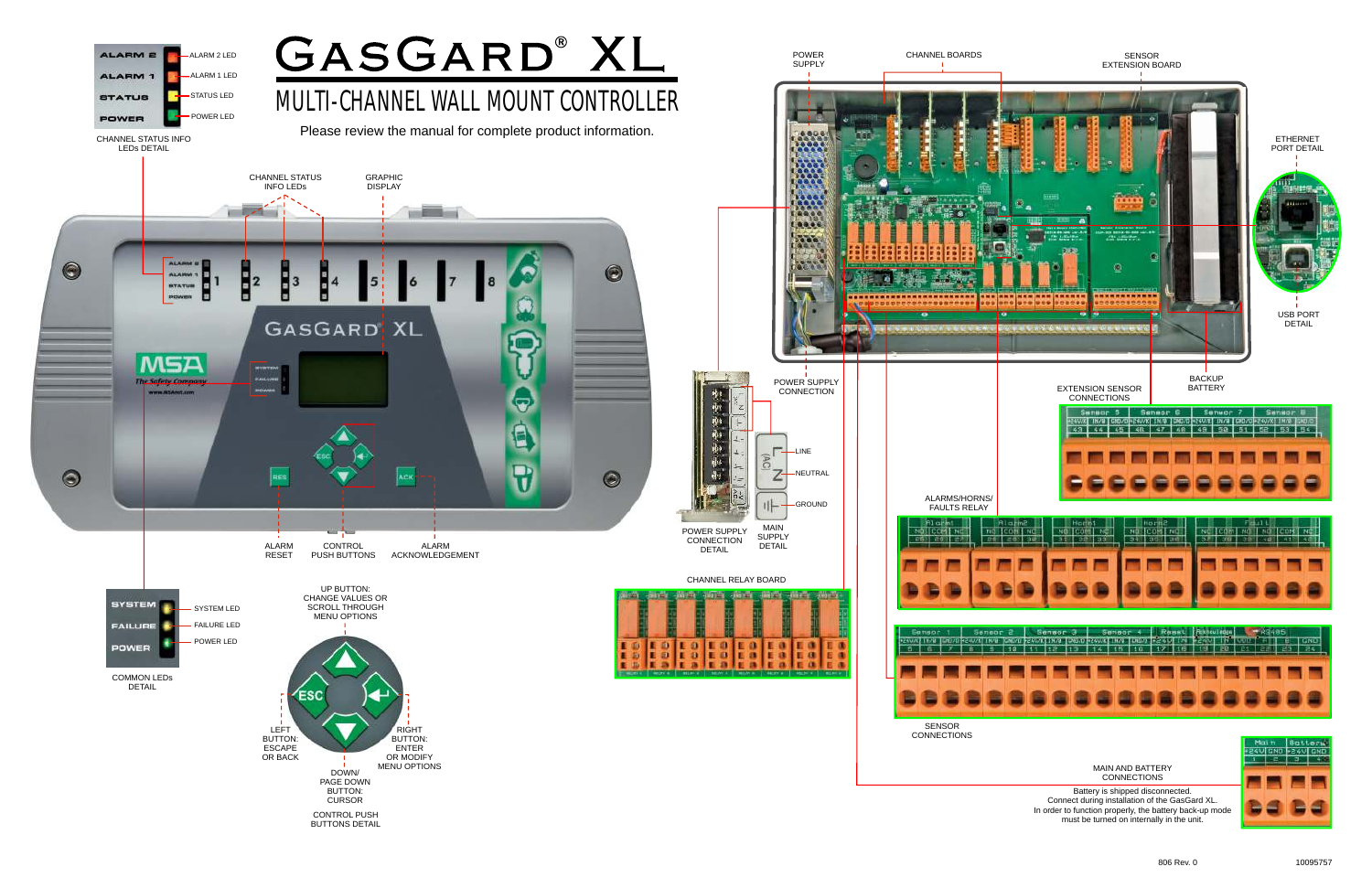# GASGARD® XL

## MULTI-CHANNEL WALL MOUNT CONTROLLER

Please review the manual for complete product information.

ALARM 2 — ALARM 2 LED
ALARM 1 — ALARM 1 LED
STATUS — STATUS LED
POWER — POWER LED

CHANNEL STATUS INFO LEDs DETAIL

CHANNEL STATUS INFO LEDs

GRAPHIC DISPLAY

ALARM RESET

CONTROL PUSH BUTTONS

ALARM ACKNOWLEDGEMENT

SYSTEM — SYSTEM LED
FAILURE — FAILURE LED
POWER — POWER LED

COMMON LEDs DETAIL

UP BUTTON: CHANGE VALUES OR SCROLL THROUGH MENU OPTIONS

LEFT BUTTON: ESCAPE OR BACK

RIGHT BUTTON: ENTER OR MODIFY MENU OPTIONS

DOWN/ PAGE DOWN BUTTON: CURSOR

CONTROL PUSH BUTTONS DETAIL

POWER SUPPLY

CHANNEL BOARDS

SENSOR EXTENSION BOARD

ETHERNET PORT DETAIL

USB PORT DETAIL

BACKUP BATTERY

POWER SUPPLY CONNECTION

LINE

NEUTRAL

GROUND

POWER SUPPLY CONNECTION DETAIL

MAIN SUPPLY DETAIL

CHANNEL RELAY BOARD

EXTENSION SENSOR CONNECTIONS

| Sensor 5 | | | Sensor 6 | | | Sensor 7 | | | Sensor 8 | | |
|---|---|---|---|---|---|---|---|---|---|---|---|
| +24V | IN/B | GND/D | +24V | IN/B | GND/D | +24V | IN/B | GND/D | +24V | IN/B | GND/D |
| 43 | 44 | 45 | 46 | 47 | 48 | 49 | 50 | 51 | 52 | 53 | 54 |

ALARMS/HORNS/ FAULTS RELAY

| Alarm1 | | | Alarm2 | | | Horn1 | | | Horn2 | | | Fault | | | | | |
|---|---|---|---|---|---|---|---|---|---|---|---|---|---|---|---|---|---|
| NO | COM | NC | NO | COM | NC | NO | COM | NC | NO | COM | NC | NC | COM | NO | NO | COM | NC |
| 25 | 26 | 27 | 28 | 29 | 30 | 31 | 32 | 33 | 34 | 35 | 36 | 37 | 38 | 39 | 40 | 41 | 42 |

SENSOR CONNECTIONS

| Sensor 1 | | | Sensor 2 | | | Sensor 3 | | | Sensor 4 | | | Reset | | Acknowledge | | RS485 | | |
|---|---|---|---|---|---|---|---|---|---|---|---|---|---|---|---|---|---|---|
| +24V | IN/B | GND/D | +24V | IN/B | GND/D | +24V | IN/B | GND/D | +24V | IN/B | GND/D | +24V | IN | +24V | IN | OUT | A | B | GND |
| 5 | 6 | 7 | 8 | 9 | 10 | 11 | 12 | 13 | 14 | 15 | 16 | 17 | 18 | 19 | 20 | 21 | 22 | 23 | 24 |

MAIN AND BATTERY CONNECTIONS

| Main | | Battery | |
|---|---|---|---|
| +24V | GND | +24V | GND |
| 1 | 2 | 3 | 4 |

Battery is shipped disconnected. Connect during installation of the GasGard XL. In order to function properly, the battery back-up mode must be turned on internally in the unit.

806 Rev. 0

10095757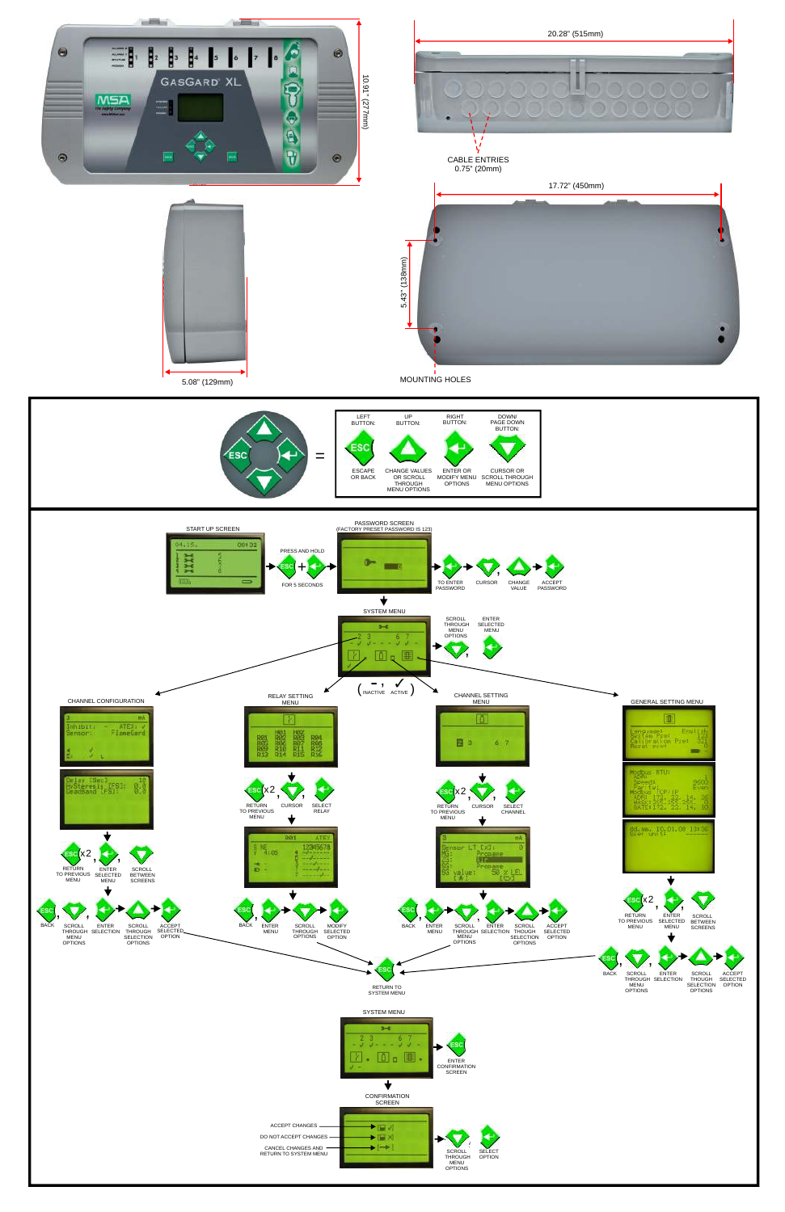10.91" (277mm)

20.28" (515mm)

CABLE ENTRIES
0.75" (20mm)

17.72" (450mm)

5.43" (138mm)

MOUNTING HOLES

5.08" (129mm)

LEFT BUTTON: ESCAPE OR BACK

UP BUTTON: CHANGE VALUES OR SCROLL THROUGH MENU OPTIONS

RIGHT BUTTON: ENTER OR MODIFY MENU OPTIONS

DOWN/ PAGE DOWN BUTTON: CURSOR OR SCROLL THROUGH MENU OPTIONS

START UP SCREEN

PRESS AND HOLD FOR 5 SECONDS

PASSWORD SCREEN
(FACTORY PRESET PASSWORD IS 123)

TO ENTER PASSWORD

CURSOR

CHANGE VALUE

ACCEPT PASSWORD

SYSTEM MENU

SCROLL THROUGH MENU OPTIONS

ENTER SELECTED MENU

( - INACTIVE , ✓ ACTIVE )

CHANNEL CONFIGURATION

RELAY SETTING MENU

CHANNEL SETTING MENU

GENERAL SETTING MENU

RETURN TO PREVIOUS MENU

ENTER SELECTED MENU

SCROLL BETWEEN SCREENS

BACK

SCROLL THROUGH MENU OPTIONS

ENTER SELECTION

SCROLL THROUGH SELECTION OPTIONS

ACCEPT SELECTED OPTION

RETURN TO PREVIOUS MENU

CURSOR

SELECT RELAY

BACK

ENTER MENU

SCROLL THROUGH OPTIONS

MODIFY SELECTED OPTION

RETURN TO PREVIOUS MENU

CURSOR

SELECT CHANNEL

BACK

ENTER MENU

SCROLL THROUGH MENU OPTIONS

ENTER SELECTION

SCROLL THROUGH SELECTION OPTIONS

ACCEPT SELECTED OPTION

RETURN TO PREVIOUS MENU

ENTER SELECTED MENU

SCROLL BETWEEN SCREENS

BACK

SCROLL THROUGH MENU OPTIONS

ENTER SELECTION

SCROLL THOUGH SELECTION OPTIONS

ACCEPT SELECTED OPTION

RETURN TO SYSTEM MENU

SYSTEM MENU

ENTER CONFIRMATION SCREEN

CONFIRMATION SCREEN

ACCEPT CHANGES

DO NOT ACCEPT CHANGES

CANCEL CHANGES AND RETURN TO SYSTEM MENU

SCROLL THROUGH MENU OPTIONS

SELECT OPTION